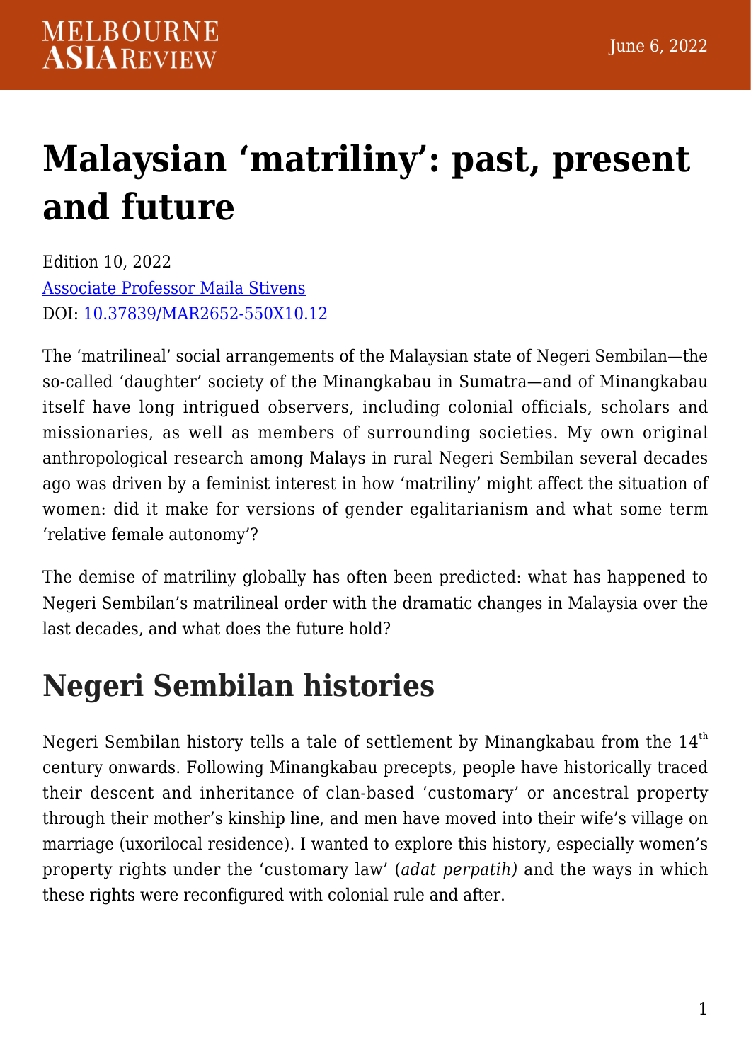# Malaysian 'matriliny': past, present and future

Edition 10, 2022
[Associate Professor Maila Stivens](#)
DOI: [10.37839/MAR2652-550X10.12](#)

The 'matrilineal' social arrangements of the Malaysian state of Negeri Sembilan—the so-called 'daughter' society of the Minangkabau in Sumatra—and of Minangkabau itself have long intrigued observers, including colonial officials, scholars and missionaries, as well as members of surrounding societies. My own original anthropological research among Malays in rural Negeri Sembilan several decades ago was driven by a feminist interest in how 'matriliny' might affect the situation of women: did it make for versions of gender egalitarianism and what some term 'relative female autonomy'?

The demise of matriliny globally has often been predicted: what has happened to Negeri Sembilan's matrilineal order with the dramatic changes in Malaysia over the last decades, and what does the future hold?

## Negeri Sembilan histories

Negeri Sembilan history tells a tale of settlement by Minangkabau from the 14th century onwards. Following Minangkabau precepts, people have historically traced their descent and inheritance of clan-based 'customary' or ancestral property through their mother's kinship line, and men have moved into their wife's village on marriage (uxorilocal residence). I wanted to explore this history, especially women's property rights under the 'customary law' (*adat perpatih)* and the ways in which these rights were reconfigured with colonial rule and after.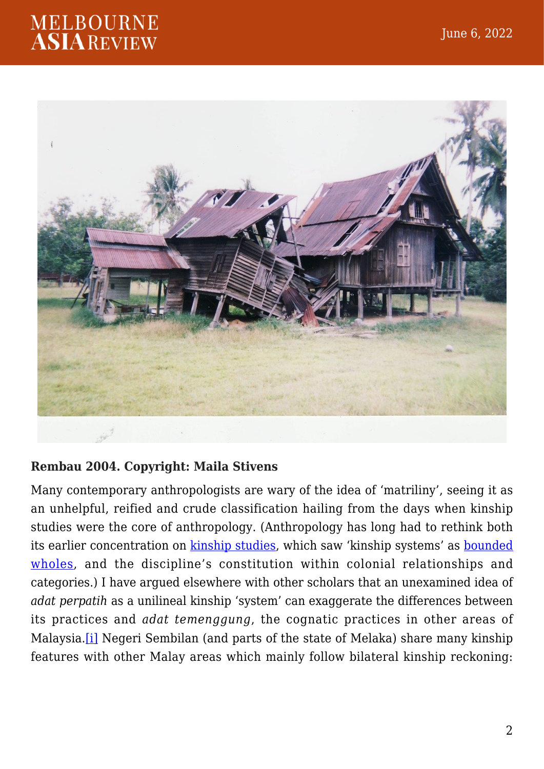**Rembau 2004. Copyright: Maila Stivens**

Many contemporary anthropologists are wary of the idea of 'matriliny', seeing it as an unhelpful, reified and crude classification hailing from the days when kinship studies were the core of anthropology. (Anthropology has long had to rethink both its earlier concentration on kinship studies, which saw 'kinship systems' as bounded wholes, and the discipline's constitution within colonial relationships and categories.) I have argued elsewhere with other scholars that an unexamined idea of *adat perpatih* as a unilineal kinship 'system' can exaggerate the differences between its practices and *adat temenggung*, the cognatic practices in other areas of Malaysia.[i] Negeri Sembilan (and parts of the state of Melaka) share many kinship features with other Malay areas which mainly follow bilateral kinship reckoning: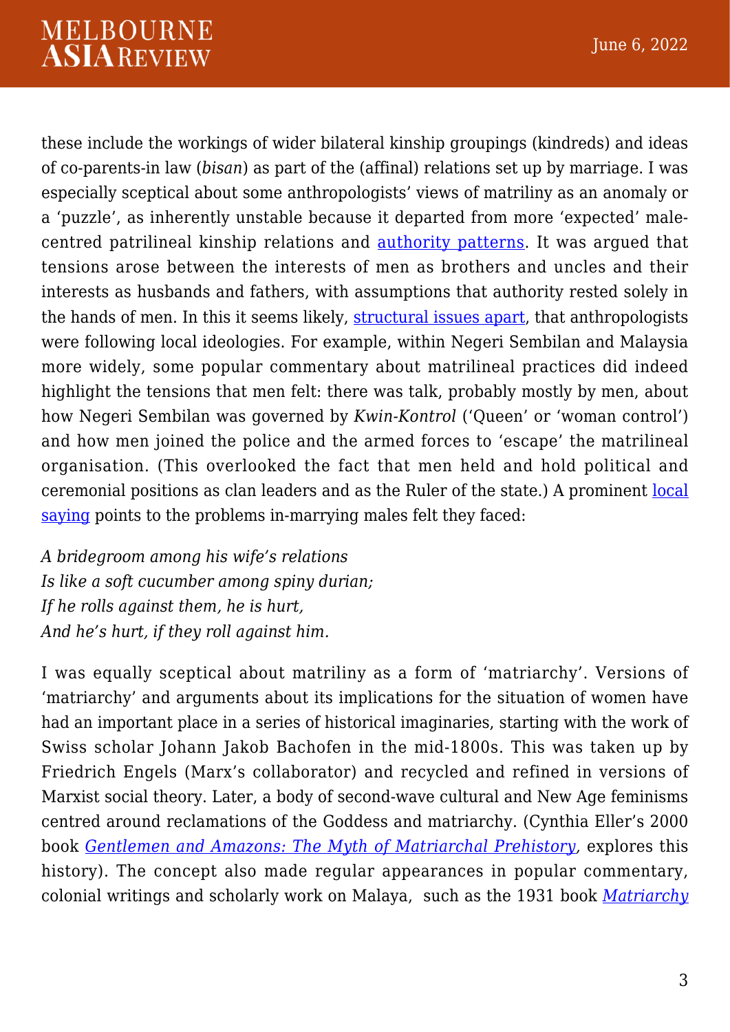these include the workings of wider bilateral kinship groupings (kindreds) and ideas of co-parents-in law (*bisan*) as part of the (affinal) relations set up by marriage. I was especially sceptical about some anthropologists' views of matriliny as an anomaly or a 'puzzle', as inherently unstable because it departed from more 'expected' male-centred patrilineal kinship relations and authority patterns. It was argued that tensions arose between the interests of men as brothers and uncles and their interests as husbands and fathers, with assumptions that authority rested solely in the hands of men. In this it seems likely, structural issues apart, that anthropologists were following local ideologies. For example, within Negeri Sembilan and Malaysia more widely, some popular commentary about matrilineal practices did indeed highlight the tensions that men felt: there was talk, probably mostly by men, about how Negeri Sembilan was governed by *Kwin-Kontrol* ('Queen' or 'woman control') and how men joined the police and the armed forces to 'escape' the matrilineal organisation. (This overlooked the fact that men held and hold political and ceremonial positions as clan leaders and as the Ruler of the state.) A prominent local saying points to the problems in-marrying males felt they faced:

*A bridegroom among his wife's relations*
*Is like a soft cucumber among spiny durian;*
*If he rolls against them, he is hurt,*
*And he's hurt, if they roll against him.*

I was equally sceptical about matriliny as a form of 'matriarchy'. Versions of 'matriarchy' and arguments about its implications for the situation of women have had an important place in a series of historical imaginaries, starting with the work of Swiss scholar Johann Jakob Bachofen in the mid-1800s. This was taken up by Friedrich Engels (Marx's collaborator) and recycled and refined in versions of Marxist social theory. Later, a body of second-wave cultural and New Age feminisms centred around reclamations of the Goddess and matriarchy. (Cynthia Eller's 2000 book *Gentlemen and Amazons: The Myth of Matriarchal Prehistory*, explores this history). The concept also made regular appearances in popular commentary, colonial writings and scholarly work on Malaya, such as the 1931 book *Matriarchy*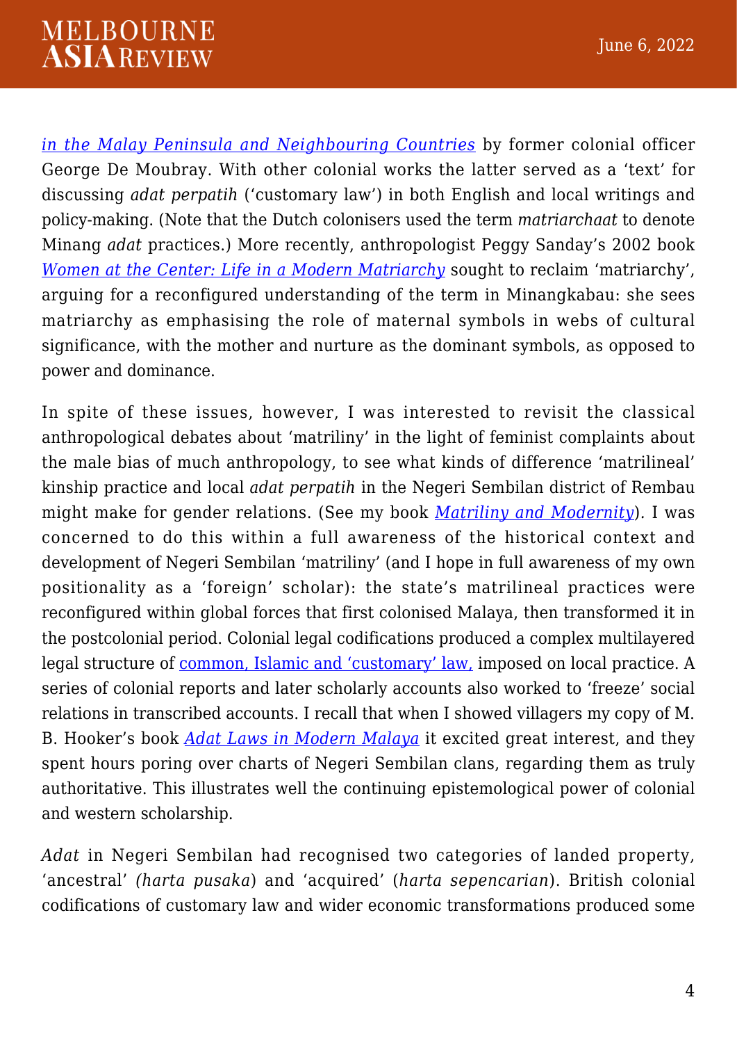*in the Malay Peninsula and Neighbouring Countries* by former colonial officer George De Moubray. With other colonial works the latter served as a 'text' for discussing *adat perpatih* ('customary law') in both English and local writings and policy-making. (Note that the Dutch colonisers used the term *matriarchaat* to denote Minang *adat* practices.) More recently, anthropologist Peggy Sanday's 2002 book *Women at the Center: Life in a Modern Matriarchy* sought to reclaim 'matriarchy', arguing for a reconfigured understanding of the term in Minangkabau: she sees matriarchy as emphasising the role of maternal symbols in webs of cultural significance, with the mother and nurture as the dominant symbols, as opposed to power and dominance.

In spite of these issues, however, I was interested to revisit the classical anthropological debates about 'matriliny' in the light of feminist complaints about the male bias of much anthropology, to see what kinds of difference 'matrilineal' kinship practice and local *adat perpatih* in the Negeri Sembilan district of Rembau might make for gender relations. (See my book *Matriliny and Modernity*). I was concerned to do this within a full awareness of the historical context and development of Negeri Sembilan 'matriliny' (and I hope in full awareness of my own positionality as a 'foreign' scholar): the state's matrilineal practices were reconfigured within global forces that first colonised Malaya, then transformed it in the postcolonial period. Colonial legal codifications produced a complex multilayered legal structure of common, Islamic and 'customary' law, imposed on local practice. A series of colonial reports and later scholarly accounts also worked to 'freeze' social relations in transcribed accounts. I recall that when I showed villagers my copy of M. B. Hooker's book *Adat Laws in Modern Malaya* it excited great interest, and they spent hours poring over charts of Negeri Sembilan clans, regarding them as truly authoritative. This illustrates well the continuing epistemological power of colonial and western scholarship.

*Adat* in Negeri Sembilan had recognised two categories of landed property, 'ancestral' *(harta pusaka*) and 'acquired' (*harta sepencarian*). British colonial codifications of customary law and wider economic transformations produced some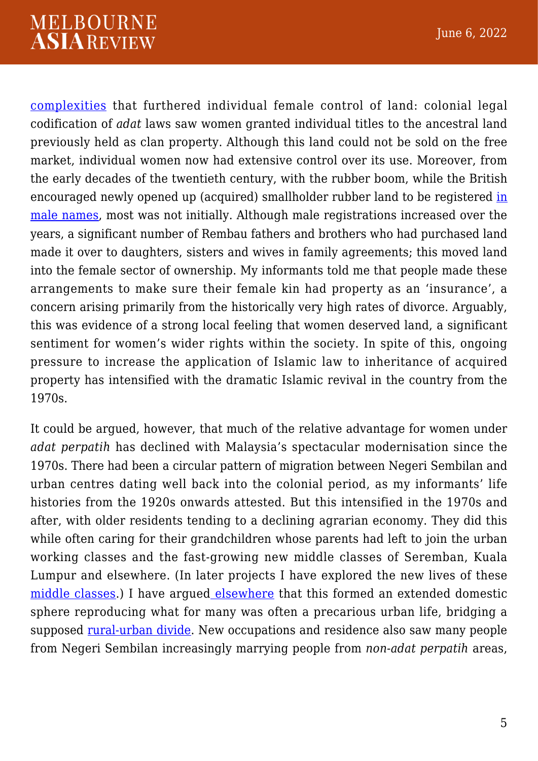complexities that furthered individual female control of land: colonial legal codification of *adat* laws saw women granted individual titles to the ancestral land previously held as clan property. Although this land could not be sold on the free market, individual women now had extensive control over its use. Moreover, from the early decades of the twentieth century, with the rubber boom, while the British encouraged newly opened up (acquired) smallholder rubber land to be registered in male names, most was not initially. Although male registrations increased over the years, a significant number of Rembau fathers and brothers who had purchased land made it over to daughters, sisters and wives in family agreements; this moved land into the female sector of ownership. My informants told me that people made these arrangements to make sure their female kin had property as an 'insurance', a concern arising primarily from the historically very high rates of divorce. Arguably, this was evidence of a strong local feeling that women deserved land, a significant sentiment for women's wider rights within the society. In spite of this, ongoing pressure to increase the application of Islamic law to inheritance of acquired property has intensified with the dramatic Islamic revival in the country from the 1970s.

It could be argued, however, that much of the relative advantage for women under *adat perpatih* has declined with Malaysia's spectacular modernisation since the 1970s. There had been a circular pattern of migration between Negeri Sembilan and urban centres dating well back into the colonial period, as my informants' life histories from the 1920s onwards attested. But this intensified in the 1970s and after, with older residents tending to a declining agrarian economy. They did this while often caring for their grandchildren whose parents had left to join the urban working classes and the fast-growing new middle classes of Seremban, Kuala Lumpur and elsewhere. (In later projects I have explored the new lives of these middle classes.) I have argued elsewhere that this formed an extended domestic sphere reproducing what for many was often a precarious urban life, bridging a supposed rural-urban divide. New occupations and residence also saw many people from Negeri Sembilan increasingly marrying people from *non-adat perpatih* areas,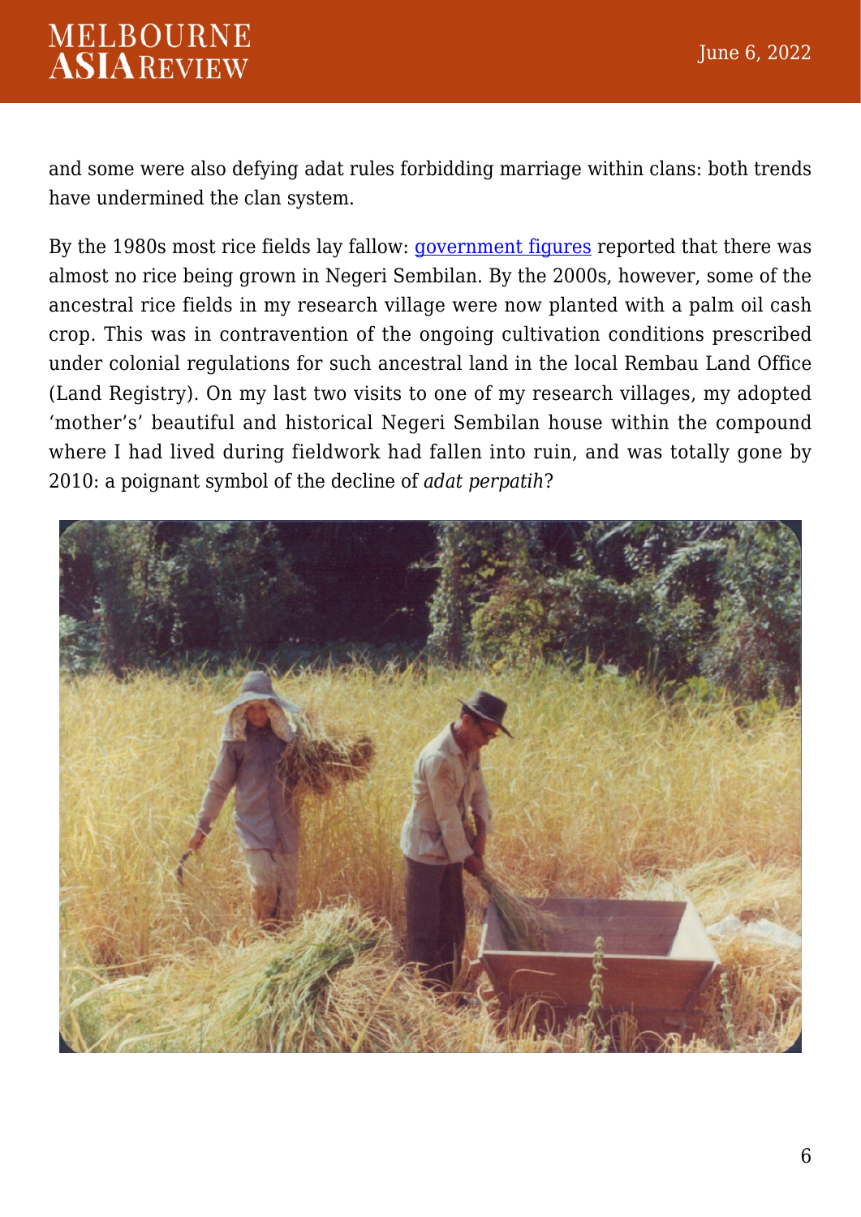and some were also defying adat rules forbidding marriage within clans: both trends have undermined the clan system.

By the 1980s most rice fields lay fallow: [government figures](#) reported that there was almost no rice being grown in Negeri Sembilan. By the 2000s, however, some of the ancestral rice fields in my research village were now planted with a palm oil cash crop. This was in contravention of the ongoing cultivation conditions prescribed under colonial regulations for such ancestral land in the local Rembau Land Office (Land Registry). On my last two visits to one of my research villages, my adopted 'mother's' beautiful and historical Negeri Sembilan house within the compound where I had lived during fieldwork had fallen into ruin, and was totally gone by 2010: a poignant symbol of the decline of *adat perpatih*?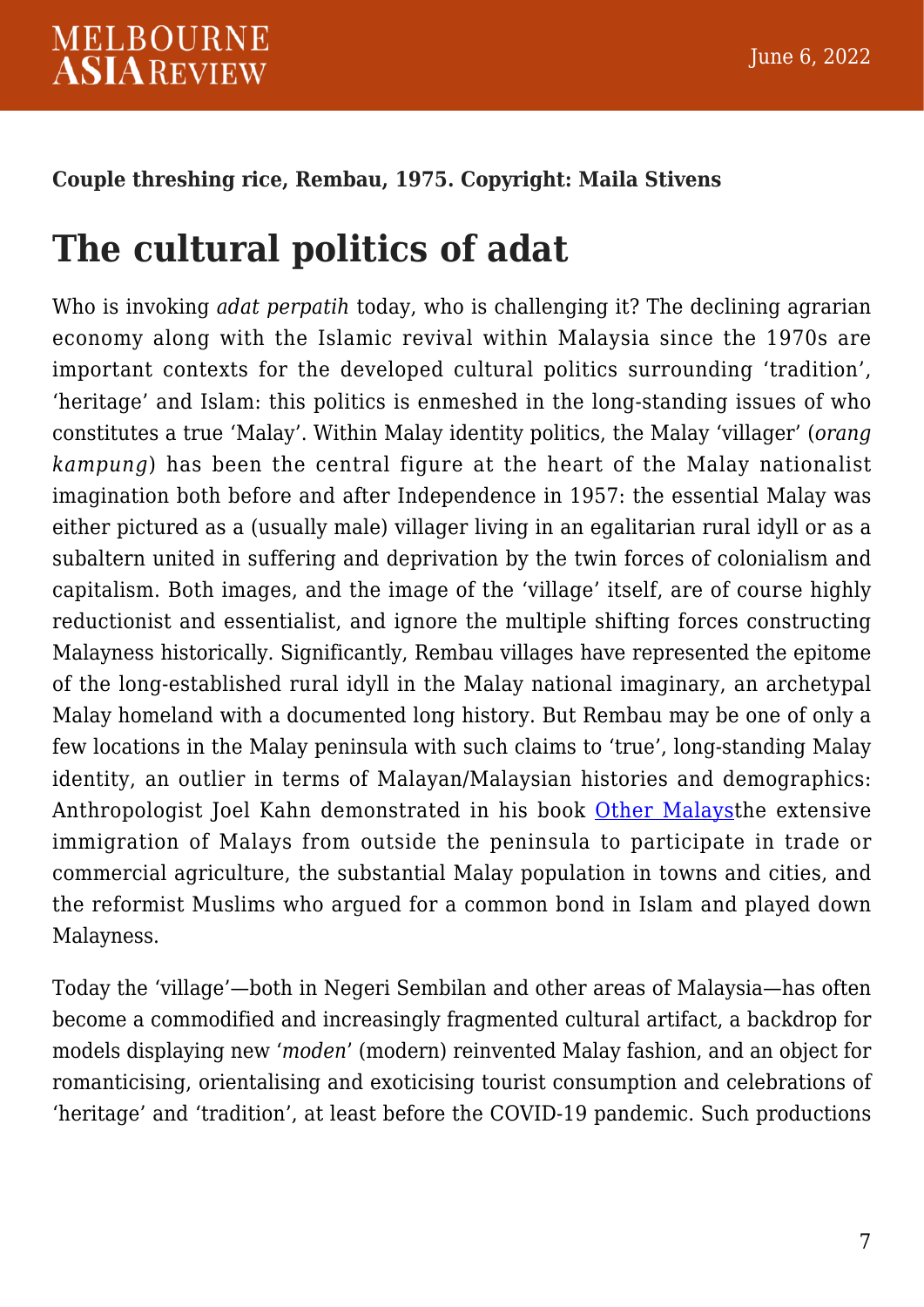**Couple threshing rice, Rembau, 1975. Copyright: Maila Stivens**

# The cultural politics of adat

Who is invoking *adat perpatih* today, who is challenging it? The declining agrarian economy along with the Islamic revival within Malaysia since the 1970s are important contexts for the developed cultural politics surrounding 'tradition', 'heritage' and Islam: this politics is enmeshed in the long-standing issues of who constitutes a true 'Malay'. Within Malay identity politics, the Malay 'villager' (*orang kampung*) has been the central figure at the heart of the Malay nationalist imagination both before and after Independence in 1957: the essential Malay was either pictured as a (usually male) villager living in an egalitarian rural idyll or as a subaltern united in suffering and deprivation by the twin forces of colonialism and capitalism. Both images, and the image of the 'village' itself, are of course highly reductionist and essentialist, and ignore the multiple shifting forces constructing Malayness historically. Significantly, Rembau villages have represented the epitome of the long-established rural idyll in the Malay national imaginary, an archetypal Malay homeland with a documented long history. But Rembau may be one of only a few locations in the Malay peninsula with such claims to 'true', long-standing Malay identity, an outlier in terms of Malayan/Malaysian histories and demographics: Anthropologist Joel Kahn demonstrated in his book Other Malaysthe extensive immigration of Malays from outside the peninsula to participate in trade or commercial agriculture, the substantial Malay population in towns and cities, and the reformist Muslims who argued for a common bond in Islam and played down Malayness.

Today the 'village'—both in Negeri Sembilan and other areas of Malaysia—has often become a commodified and increasingly fragmented cultural artifact, a backdrop for models displaying new '*moden*' (modern) reinvented Malay fashion, and an object for romanticising, orientalising and exoticising tourist consumption and celebrations of 'heritage' and 'tradition', at least before the COVID-19 pandemic. Such productions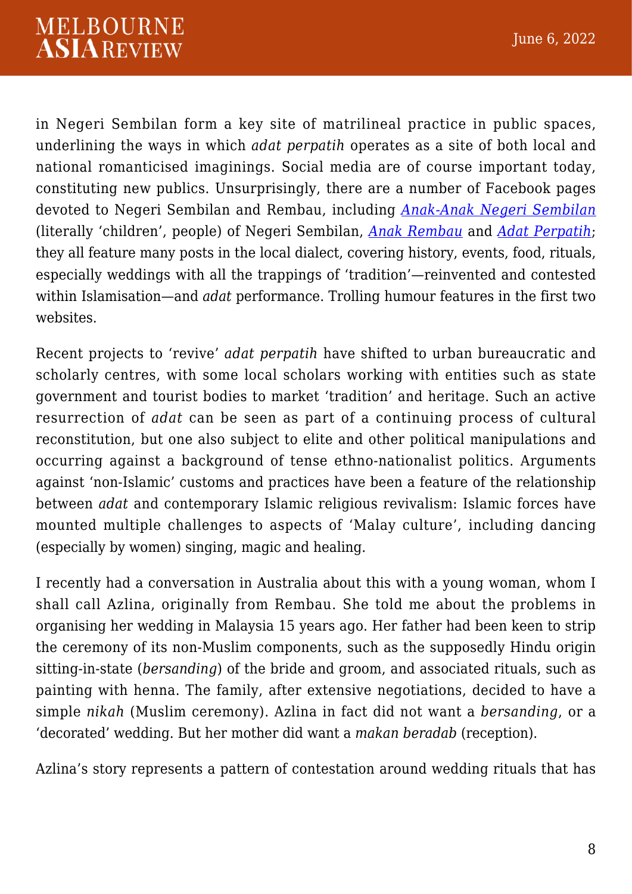in Negeri Sembilan form a key site of matrilineal practice in public spaces, underlining the ways in which *adat perpatih* operates as a site of both local and national romanticised imaginings. Social media are of course important today, constituting new publics. Unsurprisingly, there are a number of Facebook pages devoted to Negeri Sembilan and Rembau, including *Anak-Anak Negeri Sembilan* (literally 'children', people) of Negeri Sembilan, *Anak Rembau* and *Adat Perpatih*; they all feature many posts in the local dialect, covering history, events, food, rituals, especially weddings with all the trappings of 'tradition'—reinvented and contested within Islamisation—and *adat* performance. Trolling humour features in the first two websites.

Recent projects to 'revive' *adat perpatih* have shifted to urban bureaucratic and scholarly centres, with some local scholars working with entities such as state government and tourist bodies to market 'tradition' and heritage. Such an active resurrection of *adat* can be seen as part of a continuing process of cultural reconstitution, but one also subject to elite and other political manipulations and occurring against a background of tense ethno-nationalist politics. Arguments against 'non-Islamic' customs and practices have been a feature of the relationship between *adat* and contemporary Islamic religious revivalism: Islamic forces have mounted multiple challenges to aspects of 'Malay culture', including dancing (especially by women) singing, magic and healing.

I recently had a conversation in Australia about this with a young woman, whom I shall call Azlina, originally from Rembau. She told me about the problems in organising her wedding in Malaysia 15 years ago. Her father had been keen to strip the ceremony of its non-Muslim components, such as the supposedly Hindu origin sitting-in-state (*bersanding*) of the bride and groom, and associated rituals, such as painting with henna. The family, after extensive negotiations, decided to have a simple *nikah* (Muslim ceremony). Azlina in fact did not want a *bersanding*, or a 'decorated' wedding. But her mother did want a *makan beradab* (reception).

Azlina's story represents a pattern of contestation around wedding rituals that has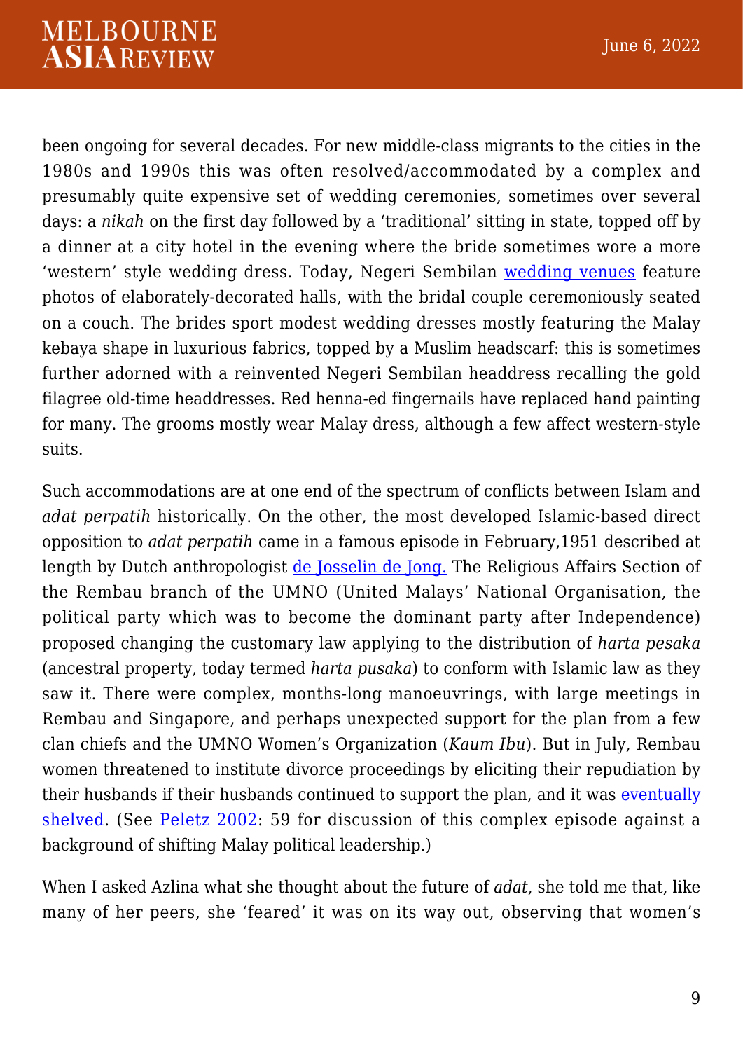been ongoing for several decades. For new middle-class migrants to the cities in the 1980s and 1990s this was often resolved/accommodated by a complex and presumably quite expensive set of wedding ceremonies, sometimes over several days: a *nikah* on the first day followed by a 'traditional' sitting in state, topped off by a dinner at a city hotel in the evening where the bride sometimes wore a more 'western' style wedding dress. Today, Negeri Sembilan [wedding venues](#) feature photos of elaborately-decorated halls, with the bridal couple ceremoniously seated on a couch. The brides sport modest wedding dresses mostly featuring the Malay kebaya shape in luxurious fabrics, topped by a Muslim headscarf: this is sometimes further adorned with a reinvented Negeri Sembilan headdress recalling the gold filagree old-time headdresses. Red henna-ed fingernails have replaced hand painting for many. The grooms mostly wear Malay dress, although a few affect western-style suits.

Such accommodations are at one end of the spectrum of conflicts between Islam and *adat perpatih* historically. On the other, the most developed Islamic-based direct opposition to *adat perpatih* came in a famous episode in February,1951 described at length by Dutch anthropologist [de Josselin de Jong.](#) The Religious Affairs Section of the Rembau branch of the UMNO (United Malays' National Organisation, the political party which was to become the dominant party after Independence) proposed changing the customary law applying to the distribution of *harta pesaka* (ancestral property, today termed *harta pusaka*) to conform with Islamic law as they saw it. There were complex, months-long manoeuvrings, with large meetings in Rembau and Singapore, and perhaps unexpected support for the plan from a few clan chiefs and the UMNO Women's Organization (*Kaum Ibu*). But in July, Rembau women threatened to institute divorce proceedings by eliciting their repudiation by their husbands if their husbands continued to support the plan, and it was [eventually shelved](#). (See [Peletz 2002](#): 59 for discussion of this complex episode against a background of shifting Malay political leadership.)

When I asked Azlina what she thought about the future of *adat*, she told me that, like many of her peers, she 'feared' it was on its way out, observing that women's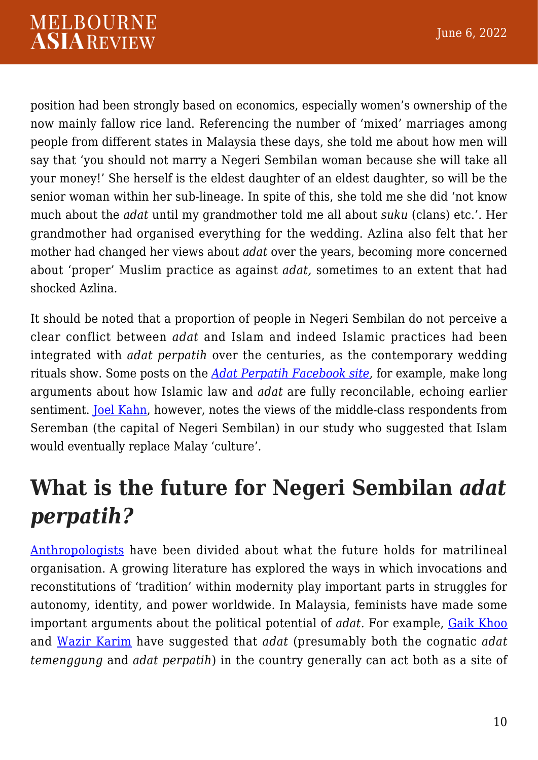position had been strongly based on economics, especially women's ownership of the now mainly fallow rice land. Referencing the number of 'mixed' marriages among people from different states in Malaysia these days, she told me about how men will say that 'you should not marry a Negeri Sembilan woman because she will take all your money!' She herself is the eldest daughter of an eldest daughter, so will be the senior woman within her sub-lineage. In spite of this, she told me she did 'not know much about the *adat* until my grandmother told me all about *suku* (clans) etc.'. Her grandmother had organised everything for the wedding. Azlina also felt that her mother had changed her views about *adat* over the years, becoming more concerned about 'proper' Muslim practice as against *adat,* sometimes to an extent that had shocked Azlina.

It should be noted that a proportion of people in Negeri Sembilan do not perceive a clear conflict between *adat* and Islam and indeed Islamic practices had been integrated with *adat perpatih* over the centuries, as the contemporary wedding rituals show. Some posts on the *Adat Perpatih Facebook site*, for example, make long arguments about how Islamic law and *adat* are fully reconcilable, echoing earlier sentiment. Joel Kahn, however, notes the views of the middle-class respondents from Seremban (the capital of Negeri Sembilan) in our study who suggested that Islam would eventually replace Malay 'culture'.

## What is the future for Negeri Sembilan *adat perpatih?*

Anthropologists have been divided about what the future holds for matrilineal organisation. A growing literature has explored the ways in which invocations and reconstitutions of 'tradition' within modernity play important parts in struggles for autonomy, identity, and power worldwide. In Malaysia, feminists have made some important arguments about the political potential of *adat*. For example, Gaik Khoo and Wazir Karim have suggested that *adat* (presumably both the cognatic *adat temenggung* and *adat perpatih*) in the country generally can act both as a site of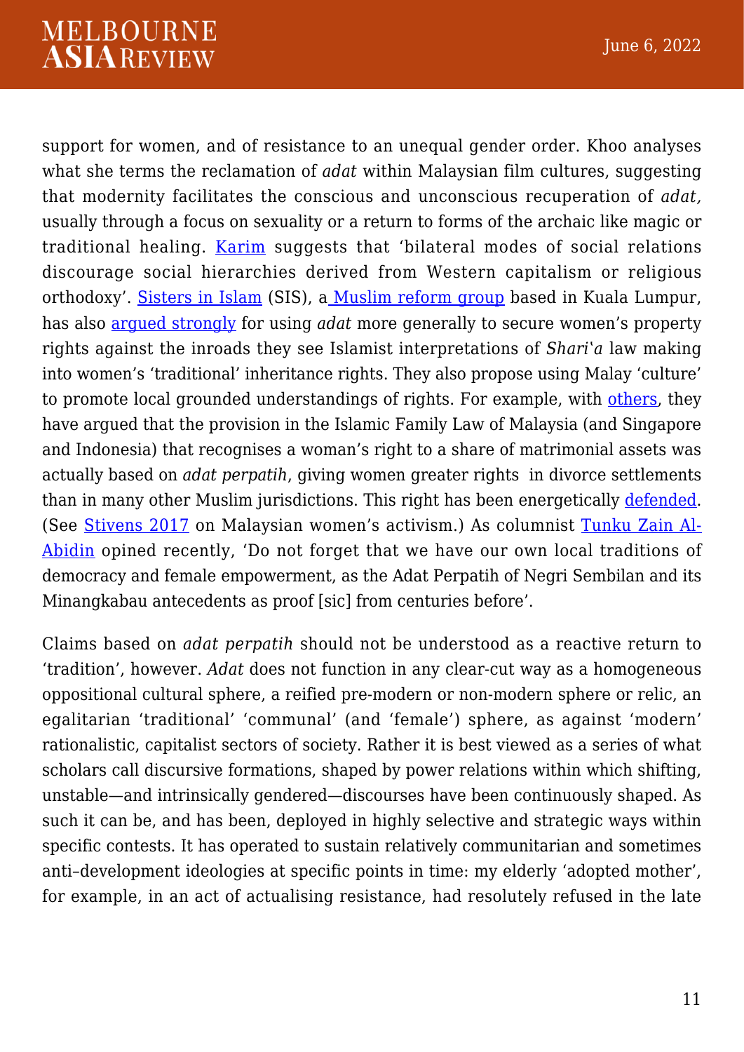support for women, and of resistance to an unequal gender order. Khoo analyses what she terms the reclamation of *adat* within Malaysian film cultures, suggesting that modernity facilitates the conscious and unconscious recuperation of *adat,* usually through a focus on sexuality or a return to forms of the archaic like magic or traditional healing. Karim suggests that 'bilateral modes of social relations discourage social hierarchies derived from Western capitalism or religious orthodoxy'. Sisters in Islam (SIS), a Muslim reform group based in Kuala Lumpur, has also argued strongly for using *adat* more generally to secure women's property rights against the inroads they see Islamist interpretations of *Shari'a* law making into women's 'traditional' inheritance rights. They also propose using Malay 'culture' to promote local grounded understandings of rights. For example, with others, they have argued that the provision in the Islamic Family Law of Malaysia (and Singapore and Indonesia) that recognises a woman's right to a share of matrimonial assets was actually based on *adat perpatih*, giving women greater rights in divorce settlements than in many other Muslim jurisdictions. This right has been energetically defended. (See Stivens 2017 on Malaysian women's activism.) As columnist Tunku Zain Al-Abidin opined recently, 'Do not forget that we have our own local traditions of democracy and female empowerment, as the Adat Perpatih of Negri Sembilan and its Minangkabau antecedents as proof [sic] from centuries before'.

Claims based on *adat perpatih* should not be understood as a reactive return to 'tradition', however. *Adat* does not function in any clear-cut way as a homogeneous oppositional cultural sphere, a reified pre-modern or non-modern sphere or relic, an egalitarian 'traditional' 'communal' (and 'female') sphere, as against 'modern' rationalistic, capitalist sectors of society. Rather it is best viewed as a series of what scholars call discursive formations, shaped by power relations within which shifting, unstable—and intrinsically gendered—discourses have been continuously shaped. As such it can be, and has been, deployed in highly selective and strategic ways within specific contests. It has operated to sustain relatively communitarian and sometimes anti–development ideologies at specific points in time: my elderly 'adopted mother', for example, in an act of actualising resistance, had resolutely refused in the late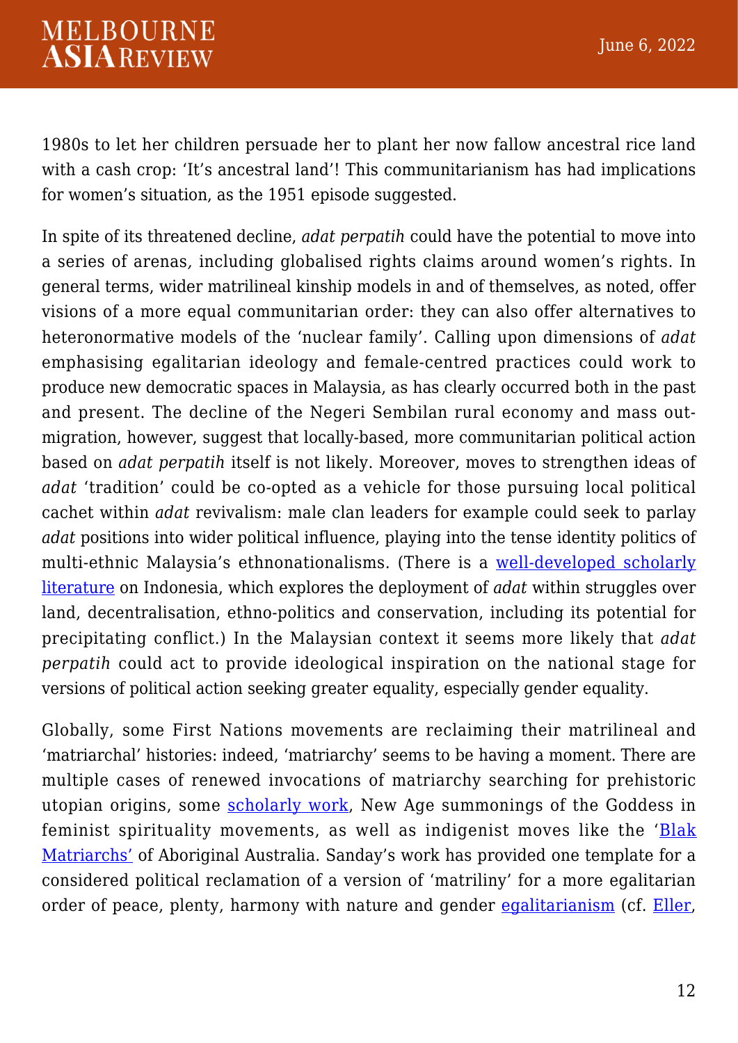1980s to let her children persuade her to plant her now fallow ancestral rice land with a cash crop: 'It's ancestral land'! This communitarianism has had implications for women's situation, as the 1951 episode suggested.

In spite of its threatened decline, *adat perpatih* could have the potential to move into a series of arenas, including globalised rights claims around women's rights. In general terms, wider matrilineal kinship models in and of themselves, as noted, offer visions of a more equal communitarian order: they can also offer alternatives to heteronormative models of the 'nuclear family'. Calling upon dimensions of *adat* emphasising egalitarian ideology and female-centred practices could work to produce new democratic spaces in Malaysia, as has clearly occurred both in the past and present. The decline of the Negeri Sembilan rural economy and mass out-migration, however, suggest that locally-based, more communitarian political action based on *adat perpatih* itself is not likely. Moreover, moves to strengthen ideas of *adat* 'tradition' could be co-opted as a vehicle for those pursuing local political cachet within *adat* revivalism: male clan leaders for example could seek to parlay *adat* positions into wider political influence, playing into the tense identity politics of multi-ethnic Malaysia's ethnonationalisms. (There is a well-developed scholarly literature on Indonesia, which explores the deployment of *adat* within struggles over land, decentralisation, ethno-politics and conservation, including its potential for precipitating conflict.) In the Malaysian context it seems more likely that *adat perpatih* could act to provide ideological inspiration on the national stage for versions of political action seeking greater equality, especially gender equality.

Globally, some First Nations movements are reclaiming their matrilineal and 'matriarchal' histories: indeed, 'matriarchy' seems to be having a moment. There are multiple cases of renewed invocations of matriarchy searching for prehistoric utopian origins, some scholarly work, New Age summonings of the Goddess in feminist spirituality movements, as well as indigenist moves like the 'Blak Matriarchs' of Aboriginal Australia. Sanday's work has provided one template for a considered political reclamation of a version of 'matriliny' for a more egalitarian order of peace, plenty, harmony with nature and gender egalitarianism (cf. Eller,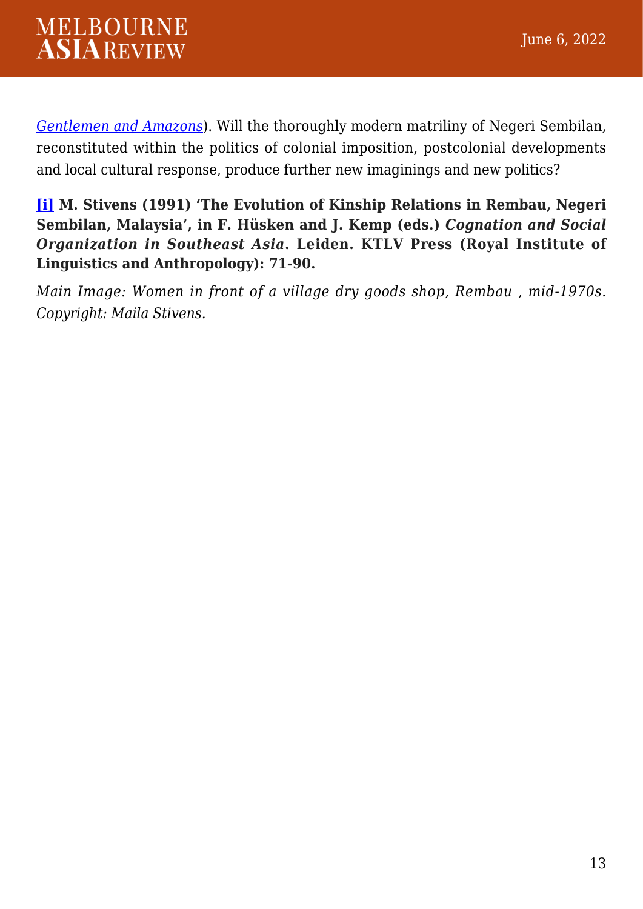*Gentlemen and Amazons*). Will the thoroughly modern matriliny of Negeri Sembilan, reconstituted within the politics of colonial imposition, postcolonial developments and local cultural response, produce further new imaginings and new politics?

**[i] M. Stivens (1991) 'The Evolution of Kinship Relations in Rembau, Negeri Sembilan, Malaysia', in F. Hüsken and J. Kemp (eds.) *Cognation and Social Organization in Southeast Asia*. Leiden. KTLV Press (Royal Institute of Linguistics and Anthropology): 71-90.**

*Main Image: Women in front of a village dry goods shop, Rembau , mid-1970s. Copyright: Maila Stivens.*